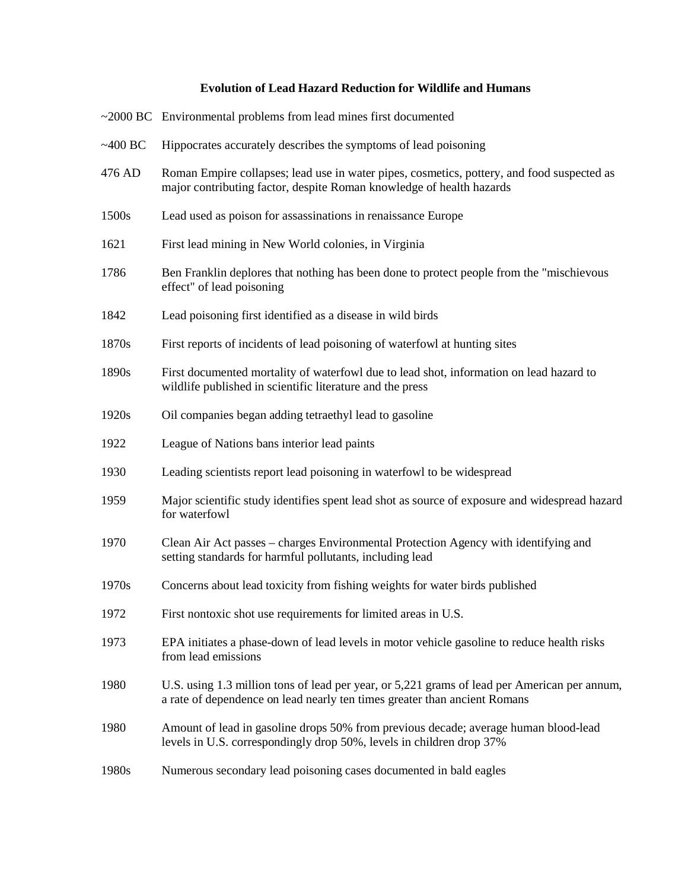# Evolution of Lead Hazard Reduction for Wildlife and Humans

| | |
|---|---|
| ~2000 BC | Environmental problems from lead mines first documented |
| ~400 BC | Hippocrates accurately describes the symptoms of lead poisoning |
| 476 AD | Roman Empire collapses; lead use in water pipes, cosmetics, pottery, and food suspected as major contributing factor, despite Roman knowledge of health hazards |
| 1500s | Lead used as poison for assassinations in renaissance Europe |
| 1621 | First lead mining in New World colonies, in Virginia |
| 1786 | Ben Franklin deplores that nothing has been done to protect people from the "mischievous effect" of lead poisoning |
| 1842 | Lead poisoning first identified as a disease in wild birds |
| 1870s | First reports of incidents of lead poisoning of waterfowl at hunting sites |
| 1890s | First documented mortality of waterfowl due to lead shot, information on lead hazard to wildlife published in scientific literature and the press |
| 1920s | Oil companies began adding tetraethyl lead to gasoline |
| 1922 | League of Nations bans interior lead paints |
| 1930 | Leading scientists report lead poisoning in waterfowl to be widespread |
| 1959 | Major scientific study identifies spent lead shot as source of exposure and widespread hazard for waterfowl |
| 1970 | Clean Air Act passes – charges Environmental Protection Agency with identifying and setting standards for harmful pollutants, including lead |
| 1970s | Concerns about lead toxicity from fishing weights for water birds published |
| 1972 | First nontoxic shot use requirements for limited areas in U.S. |
| 1973 | EPA initiates a phase-down of lead levels in motor vehicle gasoline to reduce health risks from lead emissions |
| 1980 | U.S. using 1.3 million tons of lead per year, or 5,221 grams of lead per American per annum, a rate of dependence on lead nearly ten times greater than ancient Romans |
| 1980 | Amount of lead in gasoline drops 50% from previous decade; average human blood-lead levels in U.S. correspondingly drop 50%, levels in children drop 37% |
| 1980s | Numerous secondary lead poisoning cases documented in bald eagles |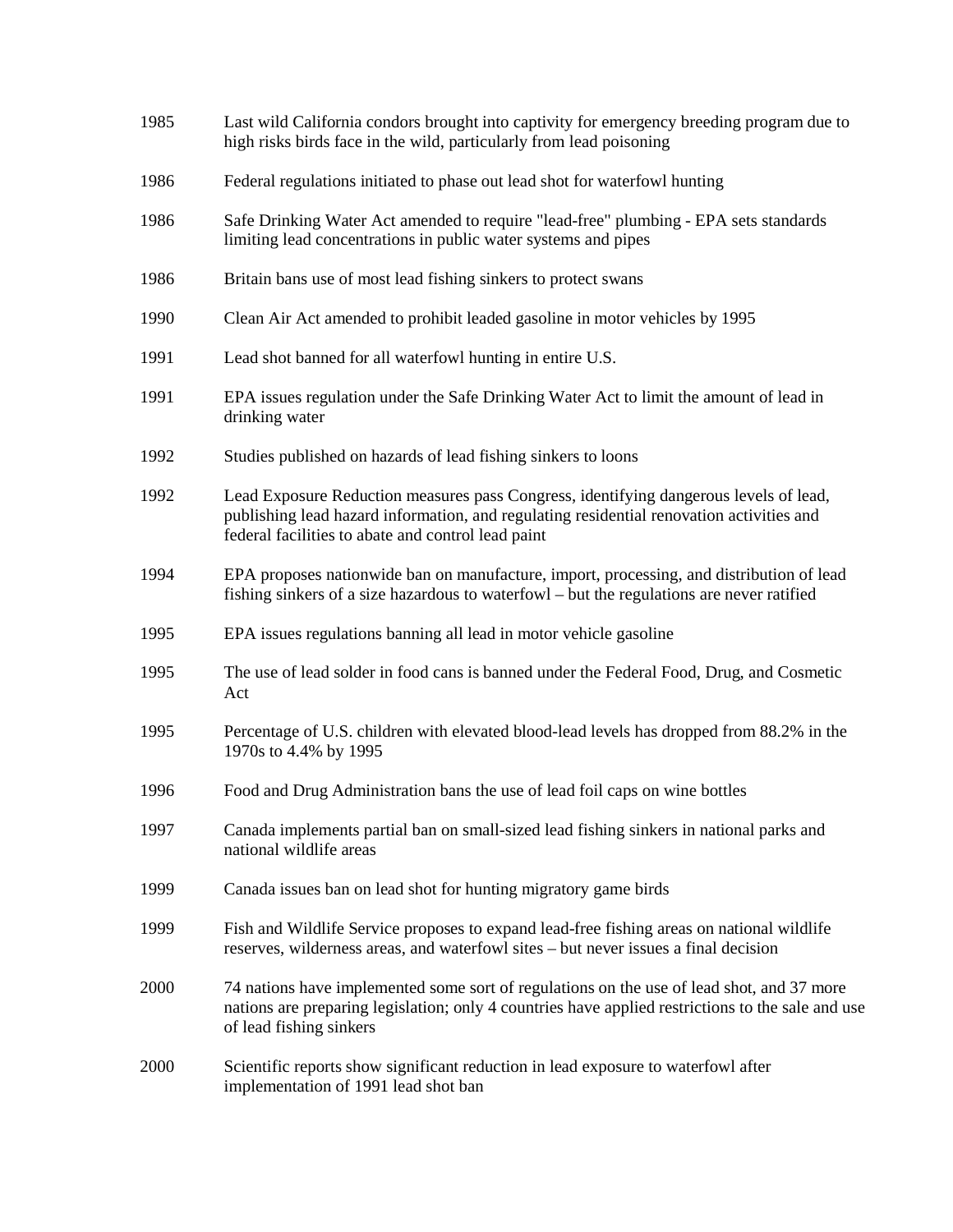| | |
|---|---|
| 1985 | Last wild California condors brought into captivity for emergency breeding program due to high risks birds face in the wild, particularly from lead poisoning |
| 1986 | Federal regulations initiated to phase out lead shot for waterfowl hunting |
| 1986 | Safe Drinking Water Act amended to require "lead-free" plumbing - EPA sets standards limiting lead concentrations in public water systems and pipes |
| 1986 | Britain bans use of most lead fishing sinkers to protect swans |
| 1990 | Clean Air Act amended to prohibit leaded gasoline in motor vehicles by 1995 |
| 1991 | Lead shot banned for all waterfowl hunting in entire U.S. |
| 1991 | EPA issues regulation under the Safe Drinking Water Act to limit the amount of lead in drinking water |
| 1992 | Studies published on hazards of lead fishing sinkers to loons |
| 1992 | Lead Exposure Reduction measures pass Congress, identifying dangerous levels of lead, publishing lead hazard information, and regulating residential renovation activities and federal facilities to abate and control lead paint |
| 1994 | EPA proposes nationwide ban on manufacture, import, processing, and distribution of lead fishing sinkers of a size hazardous to waterfowl – but the regulations are never ratified |
| 1995 | EPA issues regulations banning all lead in motor vehicle gasoline |
| 1995 | The use of lead solder in food cans is banned under the Federal Food, Drug, and Cosmetic Act |
| 1995 | Percentage of U.S. children with elevated blood-lead levels has dropped from 88.2% in the 1970s to 4.4% by 1995 |
| 1996 | Food and Drug Administration bans the use of lead foil caps on wine bottles |
| 1997 | Canada implements partial ban on small-sized lead fishing sinkers in national parks and national wildlife areas |
| 1999 | Canada issues ban on lead shot for hunting migratory game birds |
| 1999 | Fish and Wildlife Service proposes to expand lead-free fishing areas on national wildlife reserves, wilderness areas, and waterfowl sites – but never issues a final decision |
| 2000 | 74 nations have implemented some sort of regulations on the use of lead shot, and 37 more nations are preparing legislation; only 4 countries have applied restrictions to the sale and use of lead fishing sinkers |
| 2000 | Scientific reports show significant reduction in lead exposure to waterfowl after implementation of 1991 lead shot ban |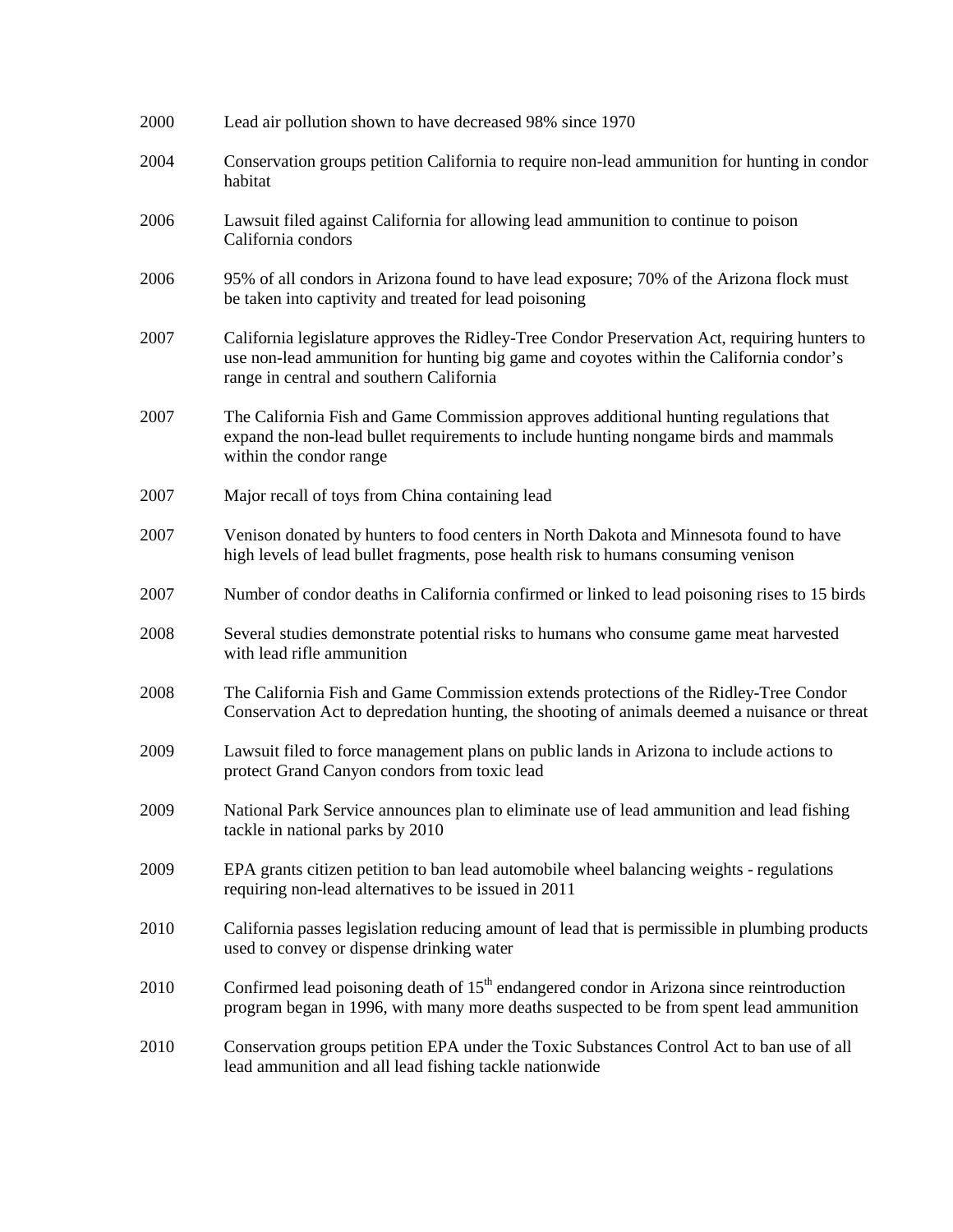| | |
|---|---|
| 2000 | Lead air pollution shown to have decreased 98% since 1970 |
| 2004 | Conservation groups petition California to require non-lead ammunition for hunting in condor habitat |
| 2006 | Lawsuit filed against California for allowing lead ammunition to continue to poison California condors |
| 2006 | 95% of all condors in Arizona found to have lead exposure; 70% of the Arizona flock must be taken into captivity and treated for lead poisoning |
| 2007 | California legislature approves the Ridley-Tree Condor Preservation Act, requiring hunters to use non-lead ammunition for hunting big game and coyotes within the California condor's range in central and southern California |
| 2007 | The California Fish and Game Commission approves additional hunting regulations that expand the non-lead bullet requirements to include hunting nongame birds and mammals within the condor range |
| 2007 | Major recall of toys from China containing lead |
| 2007 | Venison donated by hunters to food centers in North Dakota and Minnesota found to have high levels of lead bullet fragments, pose health risk to humans consuming venison |
| 2007 | Number of condor deaths in California confirmed or linked to lead poisoning rises to 15 birds |
| 2008 | Several studies demonstrate potential risks to humans who consume game meat harvested with lead rifle ammunition |
| 2008 | The California Fish and Game Commission extends protections of the Ridley-Tree Condor Conservation Act to depredation hunting, the shooting of animals deemed a nuisance or threat |
| 2009 | Lawsuit filed to force management plans on public lands in Arizona to include actions to protect Grand Canyon condors from toxic lead |
| 2009 | National Park Service announces plan to eliminate use of lead ammunition and lead fishing tackle in national parks by 2010 |
| 2009 | EPA grants citizen petition to ban lead automobile wheel balancing weights - regulations requiring non-lead alternatives to be issued in 2011 |
| 2010 | California passes legislation reducing amount of lead that is permissible in plumbing products used to convey or dispense drinking water |
| 2010 | Confirmed lead poisoning death of 15th endangered condor in Arizona since reintroduction program began in 1996, with many more deaths suspected to be from spent lead ammunition |
| 2010 | Conservation groups petition EPA under the Toxic Substances Control Act to ban use of all lead ammunition and all lead fishing tackle nationwide |